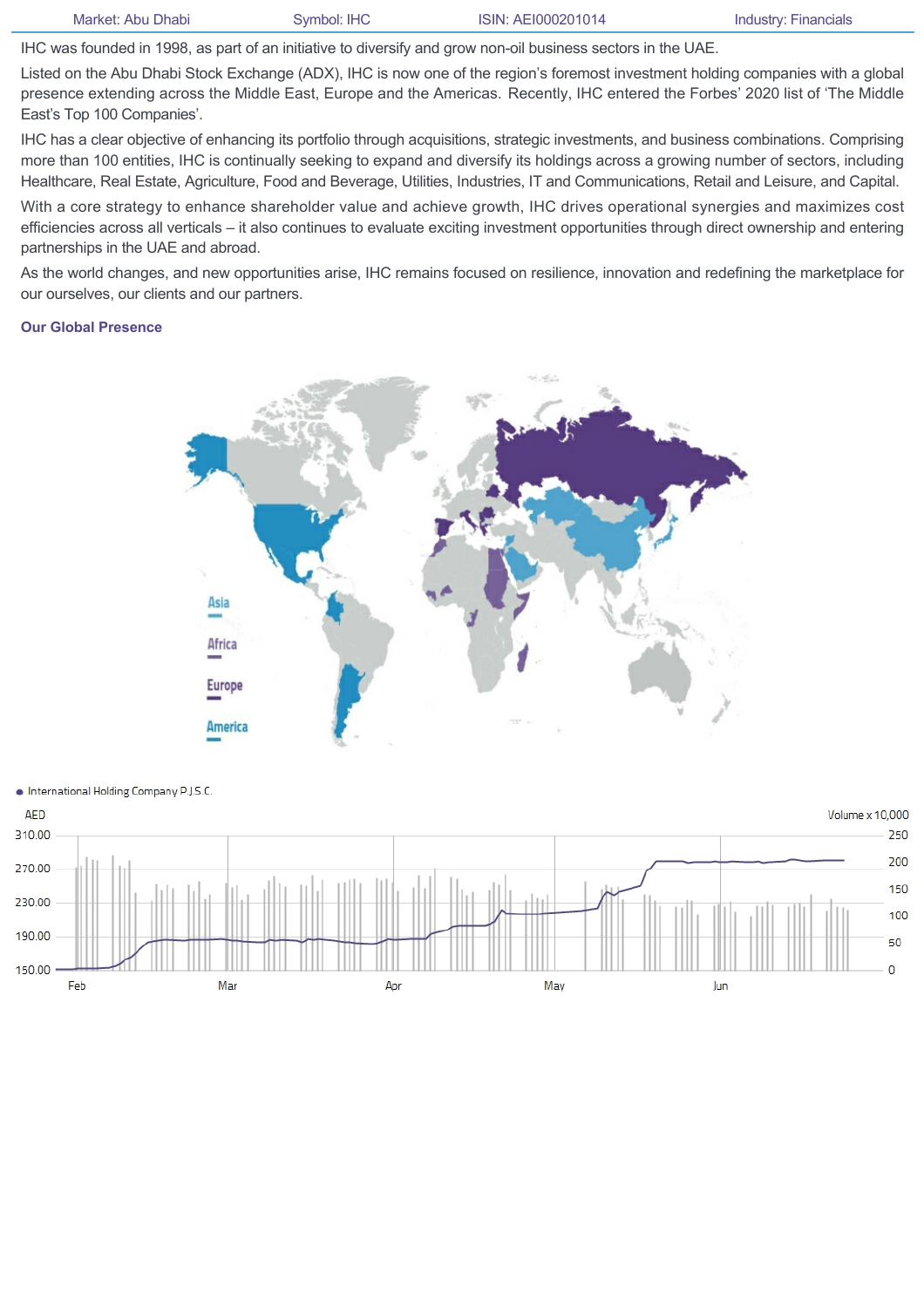Market: Abu Dhabi | Symbol: IHC | ISIN: AEI000201014 | Industry: Financials

IHC was founded in 1998, as part of an initiative to diversify and grow non-oil business sectors in the UAE.

Listed on the Abu Dhabi Stock Exchange (ADX), IHC is now one of the region's foremost investment holding companies with a global presence extending across the Middle East, Europe and the Americas. Recently, IHC entered the Forbes' 2020 list of 'The Middle East's Top 100 Companies'.

IHC has a clear objective of enhancing its portfolio through acquisitions, strategic investments, and business combinations. Comprising more than 100 entities, IHC is continually seeking to expand and diversify its holdings across a growing number of sectors, including Healthcare, Real Estate, Agriculture, Food and Beverage, Utilities, Industries, IT and Communications, Retail and Leisure, and Capital.

With a core strategy to enhance shareholder value and achieve growth, IHC drives operational synergies and maximizes cost efficiencies across all verticals – it also continues to evaluate exciting investment opportunities through direct ownership and entering partnerships in the UAE and abroad.

As the world changes, and new opportunities arise, IHC remains focused on resilience, innovation and redefining the marketplace for our ourselves, our clients and our partners.

### Our Global Presence

Asia
Africa
Europe
America

● International Holding Company P.J.S.C.

AED | Volume x 10,000

310.00, 270.00, 230.00, 190.00, 150.00 | 250, 200, 150, 100, 50, 0

Feb | Mar | Apr | May | Jun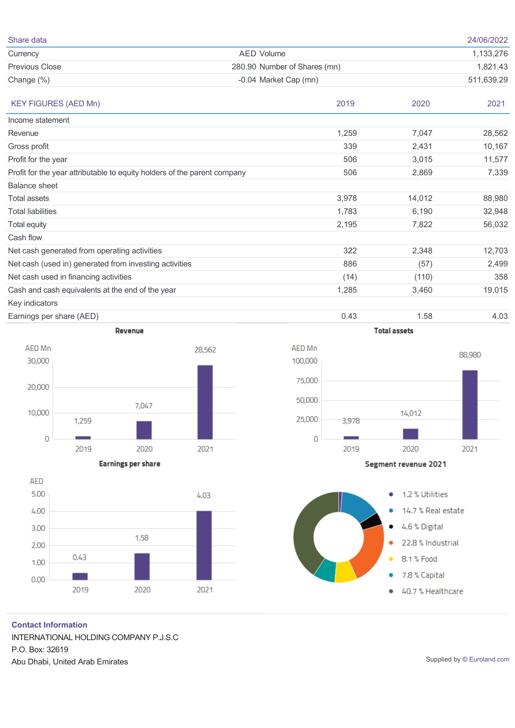| Share data | | | 24/06/2022 |
|---|---|---|---|
| Currency | AED | Volume | 1,133,276 |
| Previous Close | 280.90 | Number of Shares (mn) | 1,821.43 |
| Change (%) | -0.04 | Market Cap (mn) | 511,639.29 |

| KEY FIGURES (AED Mn) | 2019 | 2020 | 2021 |
|---|---|---|---|
| Income statement | | | |
| Revenue | 1,259 | 7,047 | 28,562 |
| Gross profit | 339 | 2,431 | 10,167 |
| Profit for the year | 506 | 3,015 | 11,577 |
| Profit for the year attributable to equity holders of the parent company | 506 | 2,869 | 7,339 |
| Balance sheet | | | |
| Total assets | 3,978 | 14,012 | 88,980 |
| Total liabilities | 1,783 | 6,190 | 32,948 |
| Total equity | 2,195 | 7,822 | 56,032 |
| Cash flow | | | |
| Net cash generated from operating activities | 322 | 2,348 | 12,703 |
| Net cash (used in) generated from investing activities | 886 | (57) | 2,499 |
| Net cash used in financing activities | (14) | (110) | 358 |
| Cash and cash equivalents at the end of the year | 1,285 | 3,460 | 19,015 |
| Key indicators | | | |
| Earnings per share (AED) | 0.43 | 1.58 | 4.03 |

**Revenue**

AED Mn
30,000
20,000
10,000
0
1,259
7,047
28,562
2019
2020
2021

**Total assets**

AED Mn
100,000
75,000
50,000
25,000
0
3,978
14,012
88,980
2019
2020
2021

**Earnings per share**

AED
5.00
4.00
3.00
2.00
1.00
0.00
0.43
1.58
4.03
2019
2020
2021

**Segment revenue 2021**

1.2 % Utilities
14.7 % Real estate
4.6 % Digital
22.8 % Industrial
8.1 % Food
7.8 % Capital
40.7 % Healthcare

**Contact Information**

INTERNATIONAL HOLDING COMPANY P.J.S.C
P.O. Box: 32619
Abu Dhabi, United Arab Emirates

Supplied by © Euroland.com